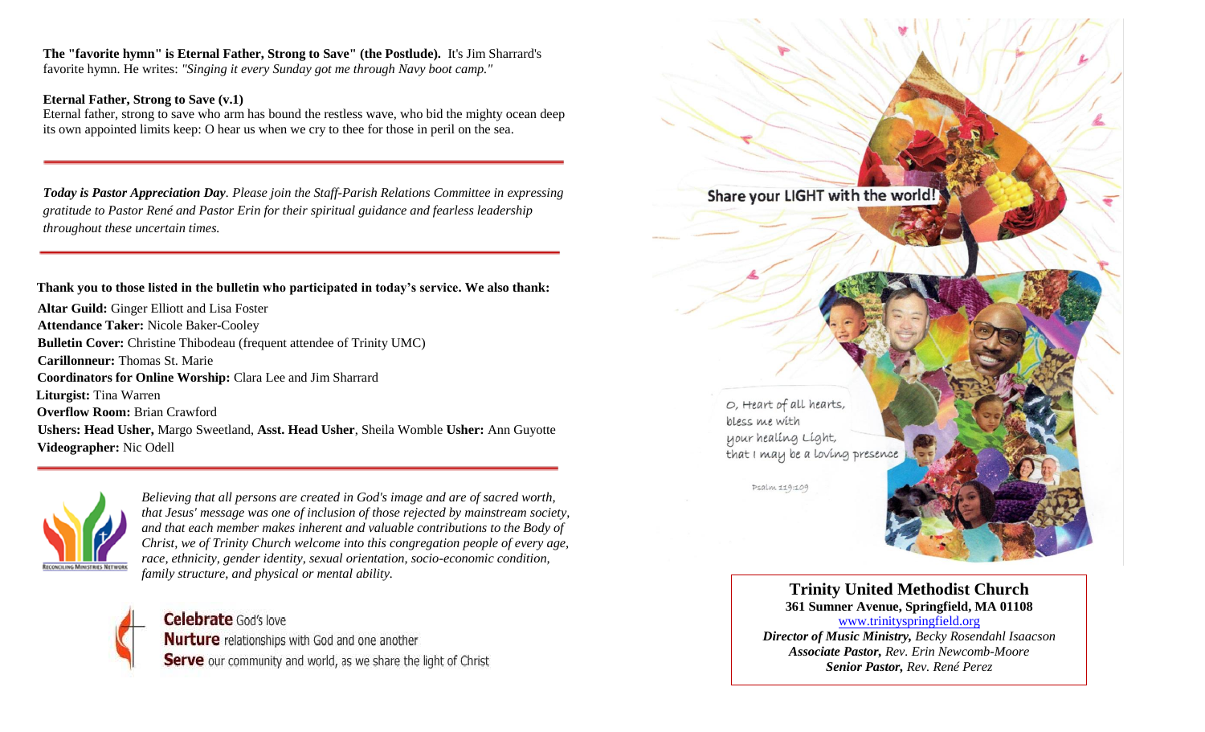**The "favorite hymn" is Eternal Father, Strong to Save" (the Postlude).** It's Jim Sharrard's favorite hymn. He writes: *"Singing it every Sunday got me through Navy boot camp."*

**Eternal Father, Strong to Save (v.1)**

Eternal father, strong to save who arm has bound the restless wave, who bid the mighty ocean deep its own appointed limits keep: O hear us when we cry to thee for those in peril on the sea.

---

***Today is Pastor Appreciation Day****. Please join the Staff-Parish Relations Committee in expressing gratitude to Pastor René and Pastor Erin for their spiritual guidance and fearless leadership throughout these uncertain times.*

---

**Thank you to those listed in the bulletin who participated in today's service. We also thank:**

**Altar Guild:** Ginger Elliott and Lisa Foster
**Attendance Taker:** Nicole Baker-Cooley
**Bulletin Cover:** Christine Thibodeau (frequent attendee of Trinity UMC)
**Carillonneur:** Thomas St. Marie
**Coordinators for Online Worship:** Clara Lee and Jim Sharrard
**Liturgist:** Tina Warren
**Overflow Room:** Brian Crawford
**Ushers: Head Usher,** Margo Sweetland, **Asst. Head Usher**, Sheila Womble **Usher:** Ann Guyotte
**Videographer:** Nic Odell

---

Reconciling Ministries Network

*Believing that all persons are created in God's image and are of sacred worth, that Jesus' message was one of inclusion of those rejected by mainstream society, and that each member makes inherent and valuable contributions to the Body of Christ, we of Trinity Church welcome into this congregation people of every age, race, ethnicity, gender identity, sexual orientation, socio-economic condition, family structure, and physical or mental ability.*

**Celebrate** God's love
**Nurture** relationships with God and one another
**Serve** our community and world, as we share the light of Christ

Share your LIGHT with the world!

O, Heart of all hearts,
bless me with
your healing Light,
that I may be a loving presence

Psalm 119:109

**Trinity United Methodist Church**
**361 Sumner Avenue, Springfield, MA 01108**
www.trinityspringfield.org
***Director of Music Ministry,*** *Becky Rosendahl Isaacson*
***Associate Pastor,*** *Rev. Erin Newcomb-Moore*
***Senior Pastor,*** *Rev. René Perez*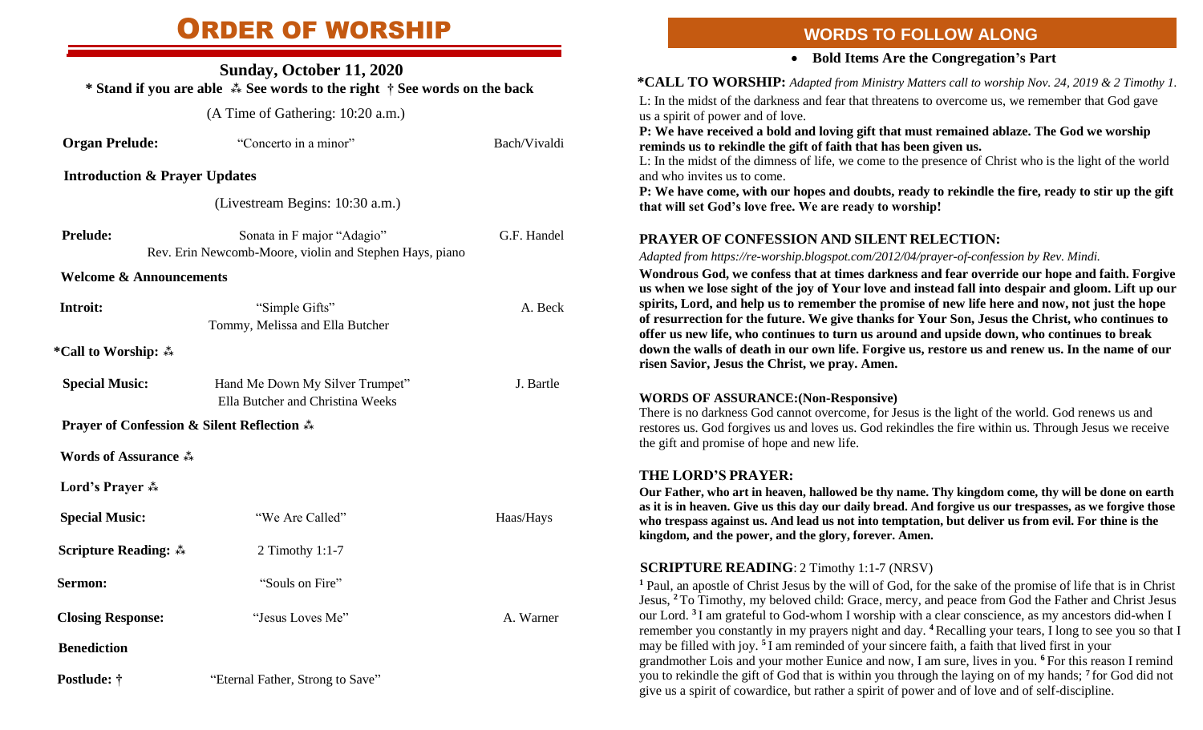# ORDER OF WORSHIP

**Sunday, October 11, 2020**

**\* Stand if you are able ⁂ See words to the right † See words on the back**

(A Time of Gathering: 10:20 a.m.)

| | | |
|---|---|---|
| **Organ Prelude:** | "Concerto in a minor" | Bach/Vivaldi |
| **Introduction & Prayer Updates** | | |
| | (Livestream Begins: 10:30 a.m.) | |
| **Prelude:** | Sonata in F major "Adagio"<br>Rev. Erin Newcomb-Moore, violin and Stephen Hays, piano | G.F. Handel |
| **Welcome & Announcements** | | |
| **Introit:** | "Simple Gifts"<br>Tommy, Melissa and Ella Butcher | A. Beck |
| **\*Call to Worship: ⁂** | | |
| **Special Music:** | Hand Me Down My Silver Trumpet"<br>Ella Butcher and Christina Weeks | J. Bartle |
| **Prayer of Confession & Silent Reflection ⁂** | | |
| **Words of Assurance ⁂** | | |
| **Lord's Prayer ⁂** | | |
| **Special Music:** | "We Are Called" | Haas/Hays |
| **Scripture Reading: ⁂** | 2 Timothy 1:1-7 | |
| **Sermon:** | "Souls on Fire" | |
| **Closing Response:** | "Jesus Loves Me" | A. Warner |
| **Benediction** | | |
| **Postlude: †** | "Eternal Father, Strong to Save" | |

## WORDS TO FOLLOW ALONG

- **Bold Items Are the Congregation's Part**

**\*CALL TO WORSHIP:** *Adapted from Ministry Matters call to worship Nov. 24, 2019 & 2 Timothy 1.*

L: In the midst of the darkness and fear that threatens to overcome us, we remember that God gave us a spirit of power and of love.

**P: We have received a bold and loving gift that must remained ablaze. The God we worship reminds us to rekindle the gift of faith that has been given us.**

L: In the midst of the dimness of life, we come to the presence of Christ who is the light of the world and who invites us to come.

**P: We have come, with our hopes and doubts, ready to rekindle the fire, ready to stir up the gift that will set God's love free. We are ready to worship!**

### PRAYER OF CONFESSION AND SILENT RELECTION:

*Adapted from https://re-worship.blogspot.com/2012/04/prayer-of-confession by Rev. Mindi.*

**Wondrous God, we confess that at times darkness and fear override our hope and faith. Forgive us when we lose sight of the joy of Your love and instead fall into despair and gloom. Lift up our spirits, Lord, and help us to remember the promise of new life here and now, not just the hope of resurrection for the future. We give thanks for Your Son, Jesus the Christ, who continues to offer us new life, who continues to turn us around and upside down, who continues to break down the walls of death in our own life. Forgive us, restore us and renew us. In the name of our risen Savior, Jesus the Christ, we pray. Amen.**

**WORDS OF ASSURANCE:(Non-Responsive)**

There is no darkness God cannot overcome, for Jesus is the light of the world. God renews us and restores us. God forgives us and loves us. God rekindles the fire within us. Through Jesus we receive the gift and promise of hope and new life.

### THE LORD'S PRAYER:

**Our Father, who art in heaven, hallowed be thy name. Thy kingdom come, thy will be done on earth as it is in heaven. Give us this day our daily bread. And forgive us our trespasses, as we forgive those who trespass against us. And lead us not into temptation, but deliver us from evil. For thine is the kingdom, and the power, and the glory, forever. Amen.**

### SCRIPTURE READING: 2 Timothy 1:1-7 (NRSV)

[1] Paul, an apostle of Christ Jesus by the will of God, for the sake of the promise of life that is in Christ Jesus, [2] To Timothy, my beloved child: Grace, mercy, and peace from God the Father and Christ Jesus our Lord. [3] I am grateful to God-whom I worship with a clear conscience, as my ancestors did-when I remember you constantly in my prayers night and day. [4] Recalling your tears, I long to see you so that I may be filled with joy. [5] I am reminded of your sincere faith, a faith that lived first in your grandmother Lois and your mother Eunice and now, I am sure, lives in you. [6] For this reason I remind you to rekindle the gift of God that is within you through the laying on of my hands; [7] for God did not give us a spirit of cowardice, but rather a spirit of power and of love and of self-discipline.